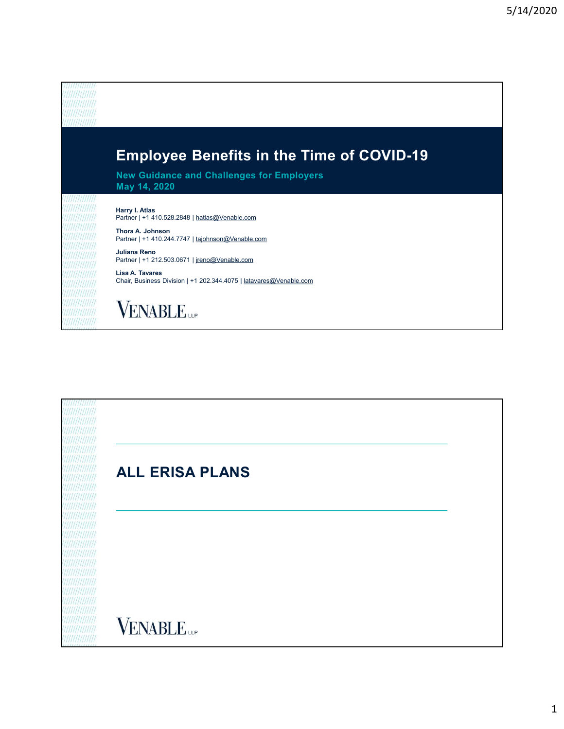# Employee Benefits in the Time of COVID-19

**New Guidance and Challenges for Employers**
**May 14, 2020**

**Harry I. Atlas**
Partner | +1 410.528.2848 | hatlas@Venable.com

**Thora A. Johnson**
Partner | +1 410.244.7747 | tajohnson@Venable.com

**Juliana Reno**
Partner | +1 212.503.0671 | jreno@Venable.com

**Lisa A. Tavares**
Chair, Business Division | +1 202.344.4075 | latavares@Venable.com

VENABLE LLP

---

## ALL ERISA PLANS

VENABLE LLP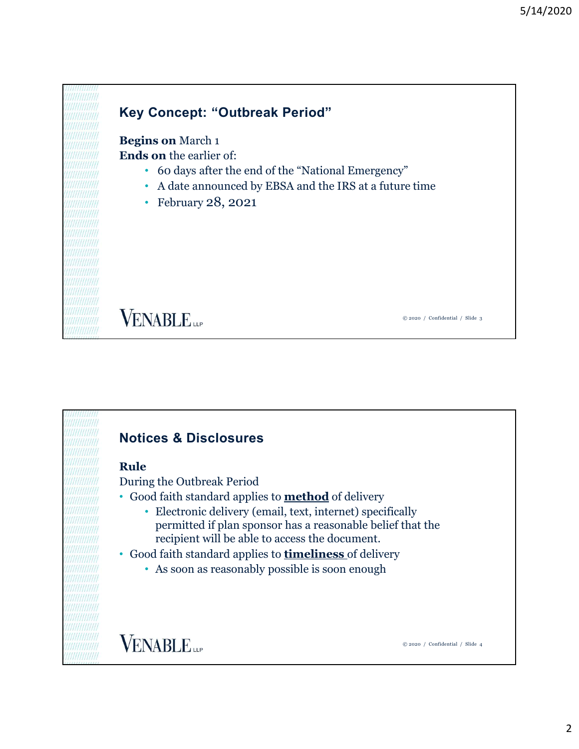## Key Concept: "Outbreak Period"

**Begins on** March 1
**Ends on** the earlier of:

- 60 days after the end of the "National Emergency"
- A date announced by EBSA and the IRS at a future time
- February 28, 2021

## Notices & Disclosures

**Rule**

During the Outbreak Period

- Good faith standard applies to **method** of delivery
  - Electronic delivery (email, text, internet) specifically permitted if plan sponsor has a reasonable belief that the recipient will be able to access the document.
- Good faith standard applies to **timeliness** of delivery
  - As soon as reasonably possible is soon enough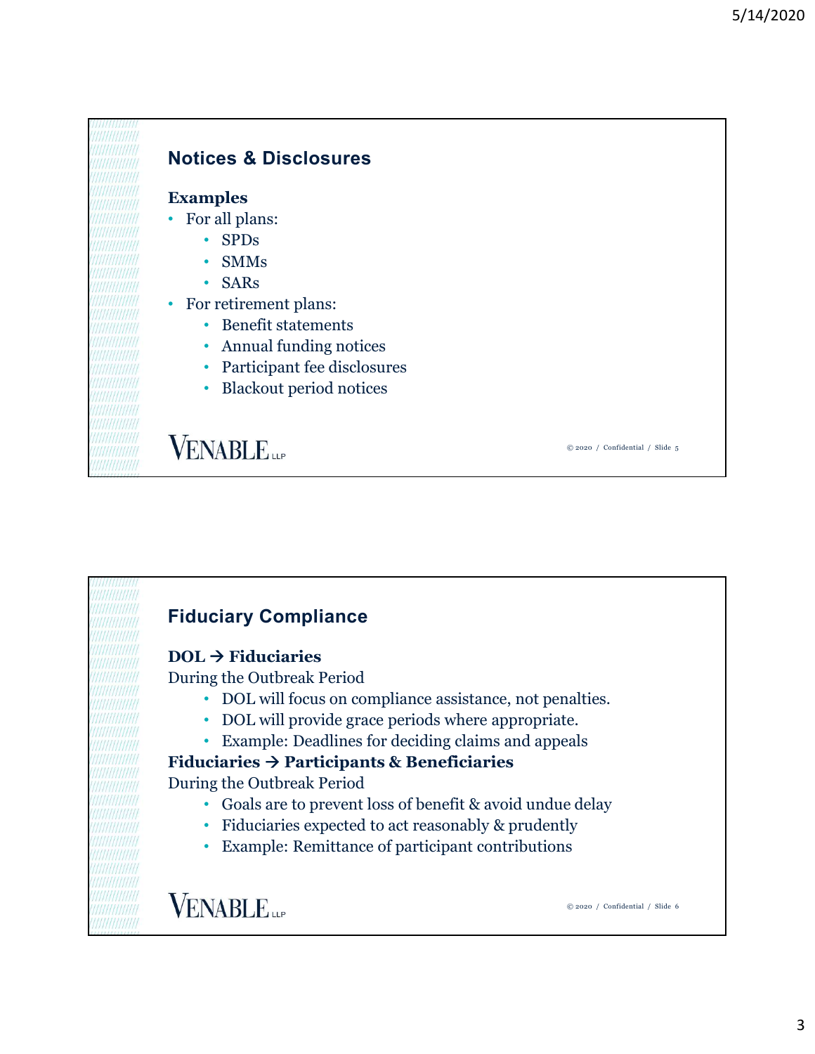## Notices & Disclosures

**Examples**

- For all plans:
    - SPDs
    - SMMs
    - SARs
- For retirement plans:
    - Benefit statements
    - Annual funding notices
    - Participant fee disclosures
    - Blackout period notices

VENABLE LLP

© 2020 / Confidential / Slide 5

## Fiduciary Compliance

**DOL → Fiduciaries**

During the Outbreak Period

- DOL will focus on compliance assistance, not penalties.
- DOL will provide grace periods where appropriate.
- Example: Deadlines for deciding claims and appeals

**Fiduciaries → Participants & Beneficiaries**

During the Outbreak Period

- Goals are to prevent loss of benefit & avoid undue delay
- Fiduciaries expected to act reasonably & prudently
- Example: Remittance of participant contributions

VENABLE LLP

© 2020 / Confidential / Slide 6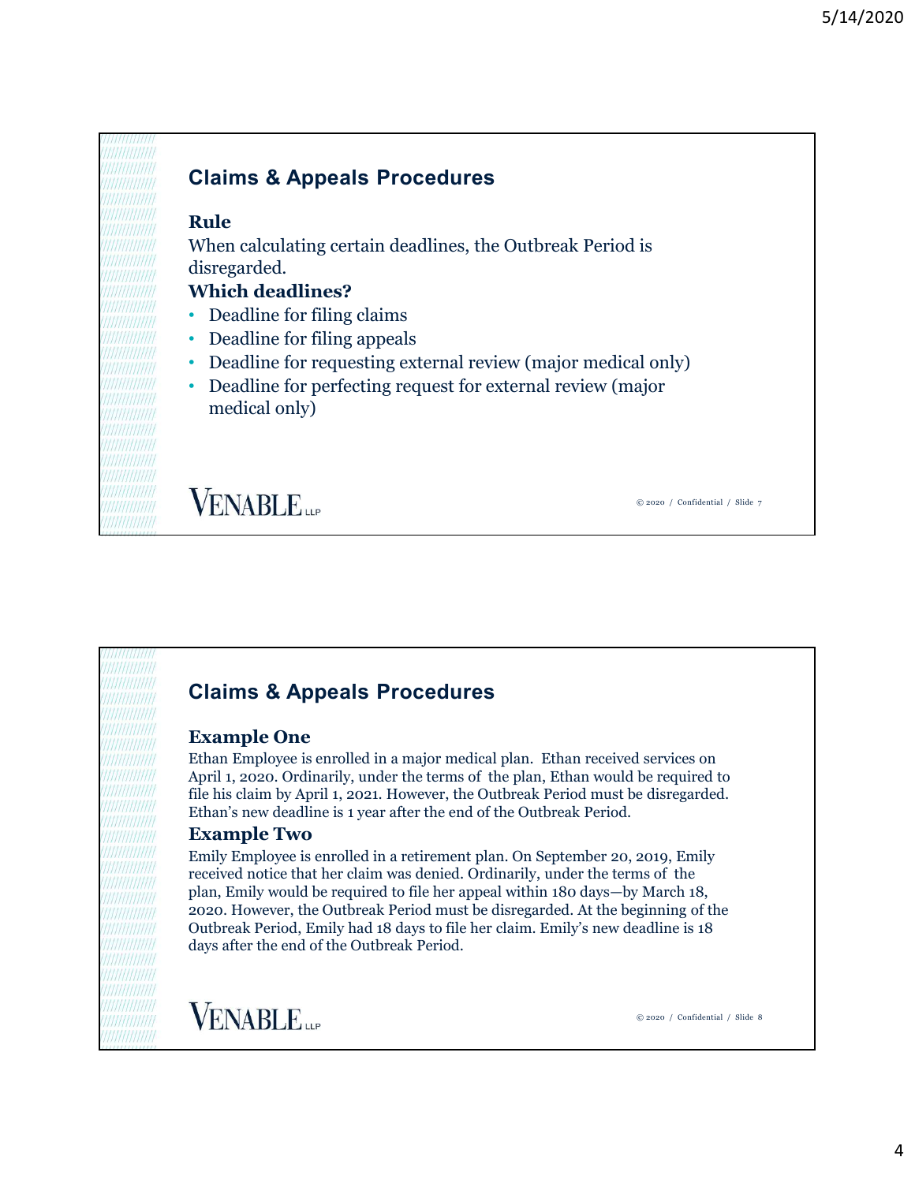## Claims & Appeals Procedures

**Rule**

When calculating certain deadlines, the Outbreak Period is disregarded.

**Which deadlines?**

- Deadline for filing claims
- Deadline for filing appeals
- Deadline for requesting external review (major medical only)
- Deadline for perfecting request for external review (major medical only)

## Claims & Appeals Procedures

**Example One**

Ethan Employee is enrolled in a major medical plan. Ethan received services on April 1, 2020. Ordinarily, under the terms of the plan, Ethan would be required to file his claim by April 1, 2021. However, the Outbreak Period must be disregarded. Ethan's new deadline is 1 year after the end of the Outbreak Period.

**Example Two**

Emily Employee is enrolled in a retirement plan. On September 20, 2019, Emily received notice that her claim was denied. Ordinarily, under the terms of the plan, Emily would be required to file her appeal within 180 days—by March 18, 2020. However, the Outbreak Period must be disregarded. At the beginning of the Outbreak Period, Emily had 18 days to file her claim. Emily's new deadline is 18 days after the end of the Outbreak Period.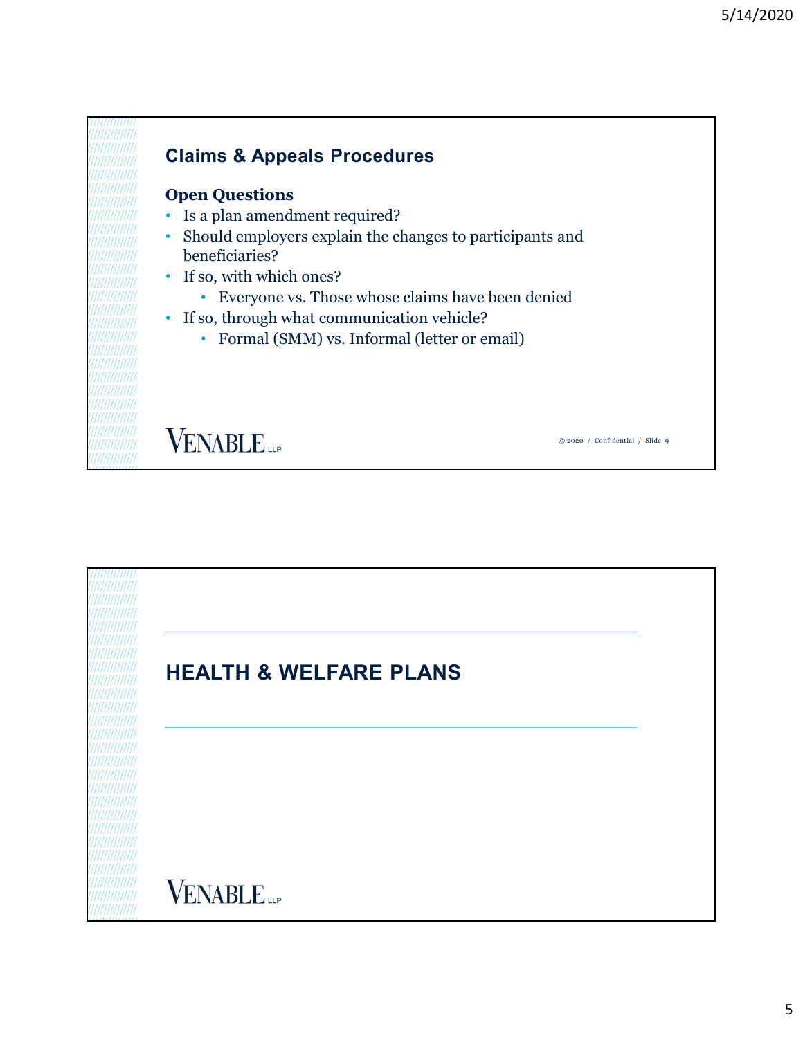## Claims & Appeals Procedures

**Open Questions**

- Is a plan amendment required?
- Should employers explain the changes to participants and beneficiaries?
- If so, with which ones?
  - Everyone vs. Those whose claims have been denied
- If so, through what communication vehicle?
  - Formal (SMM) vs. Informal (letter or email)

VENABLE LLP

© 2020 / Confidential / Slide 9

## HEALTH & WELFARE PLANS

VENABLE LLP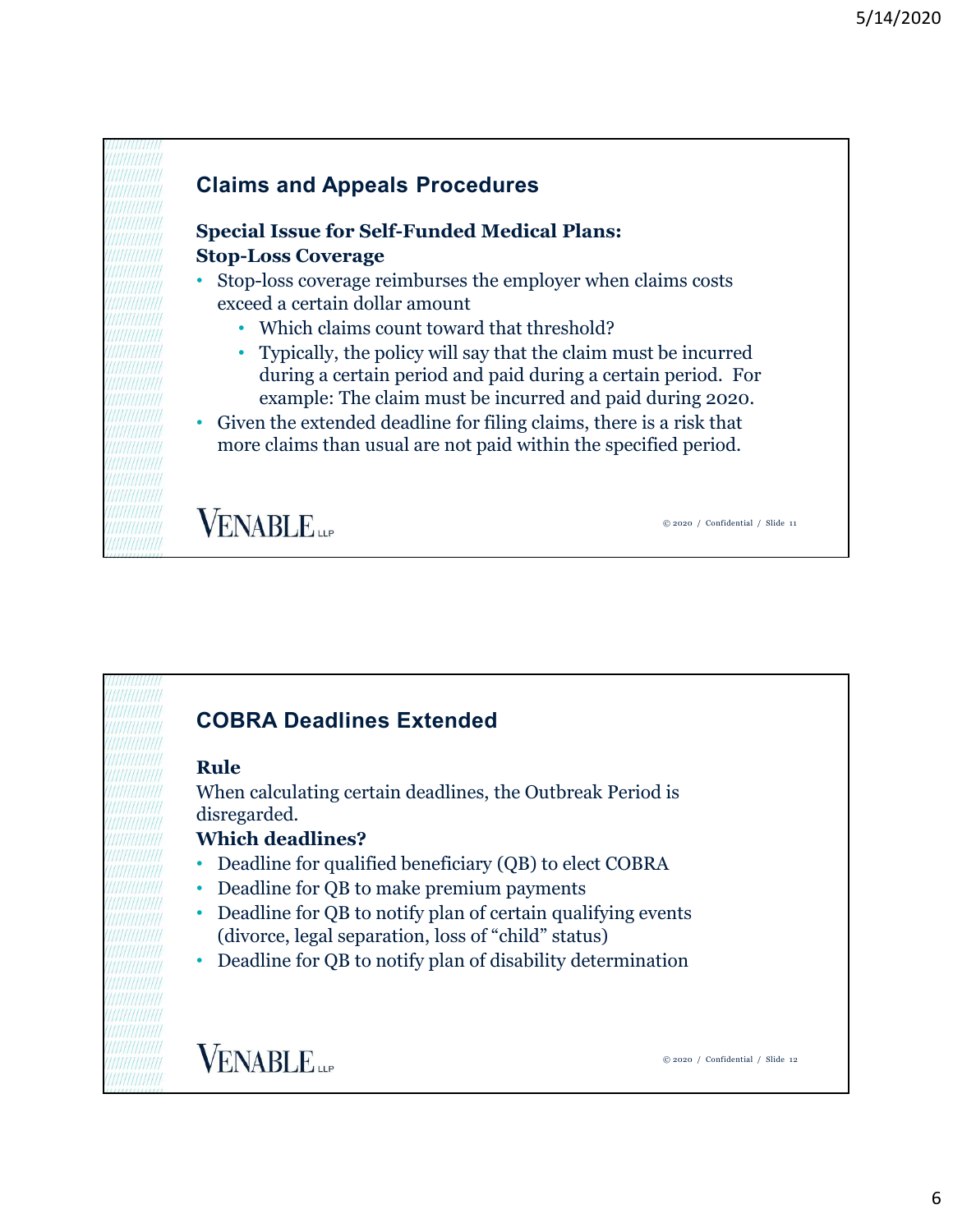## Claims and Appeals Procedures

**Special Issue for Self-Funded Medical Plans: Stop-Loss Coverage**

- Stop-loss coverage reimburses the employer when claims costs exceed a certain dollar amount
  - Which claims count toward that threshold?
  - Typically, the policy will say that the claim must be incurred during a certain period and paid during a certain period. For example: The claim must be incurred and paid during 2020.
- Given the extended deadline for filing claims, there is a risk that more claims than usual are not paid within the specified period.

## COBRA Deadlines Extended

**Rule**

When calculating certain deadlines, the Outbreak Period is disregarded.

**Which deadlines?**

- Deadline for qualified beneficiary (QB) to elect COBRA
- Deadline for QB to make premium payments
- Deadline for QB to notify plan of certain qualifying events (divorce, legal separation, loss of "child" status)
- Deadline for QB to notify plan of disability determination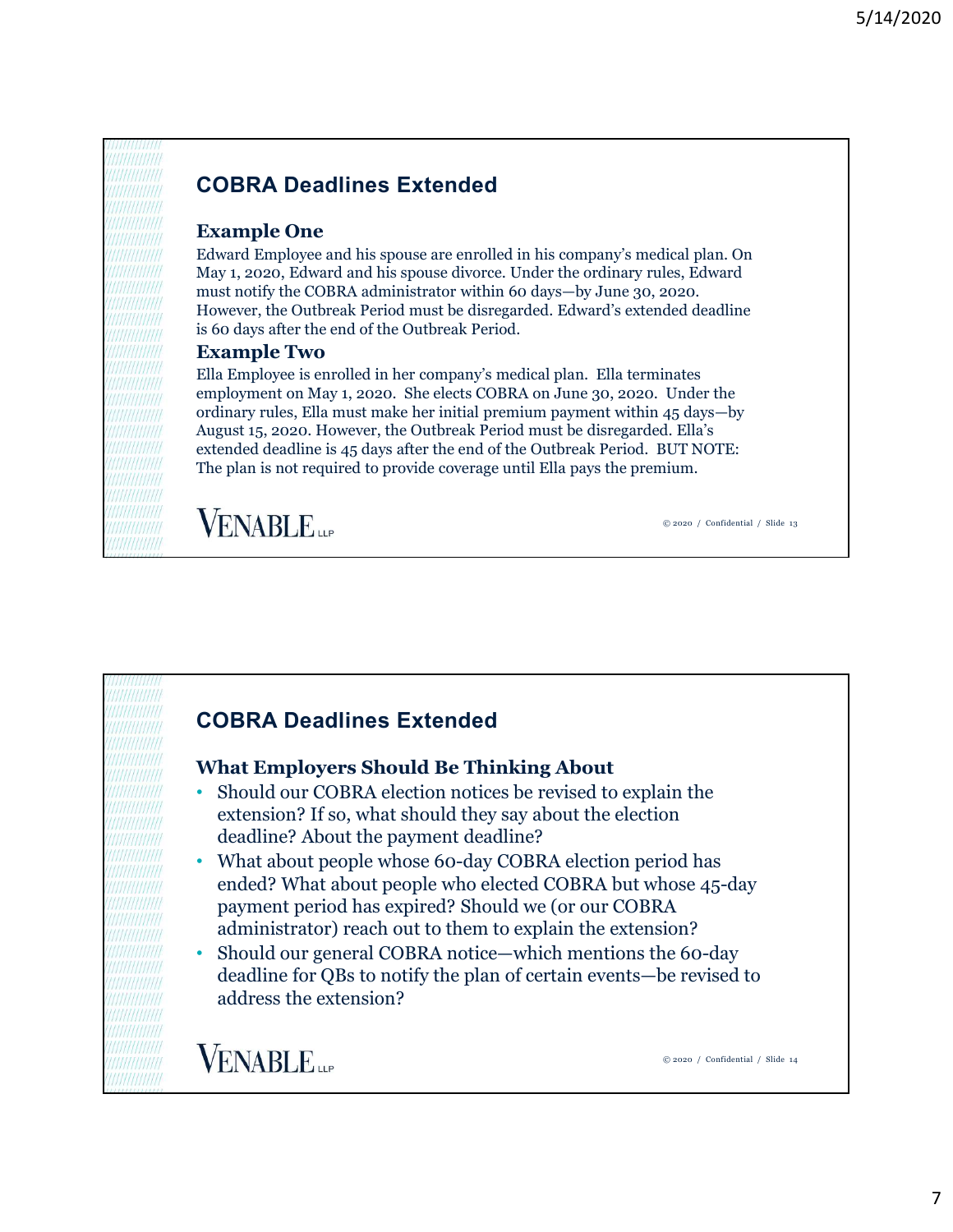## COBRA Deadlines Extended

### Example One

Edward Employee and his spouse are enrolled in his company's medical plan. On May 1, 2020, Edward and his spouse divorce. Under the ordinary rules, Edward must notify the COBRA administrator within 60 days—by June 30, 2020. However, the Outbreak Period must be disregarded. Edward's extended deadline is 60 days after the end of the Outbreak Period.

### Example Two

Ella Employee is enrolled in her company's medical plan. Ella terminates employment on May 1, 2020. She elects COBRA on June 30, 2020. Under the ordinary rules, Ella must make her initial premium payment within 45 days—by August 15, 2020. However, the Outbreak Period must be disregarded. Ella's extended deadline is 45 days after the end of the Outbreak Period. BUT NOTE: The plan is not required to provide coverage until Ella pays the premium.

## COBRA Deadlines Extended

### What Employers Should Be Thinking About

- Should our COBRA election notices be revised to explain the extension? If so, what should they say about the election deadline? About the payment deadline?
- What about people whose 60-day COBRA election period has ended? What about people who elected COBRA but whose 45-day payment period has expired? Should we (or our COBRA administrator) reach out to them to explain the extension?
- Should our general COBRA notice—which mentions the 60-day deadline for QBs to notify the plan of certain events—be revised to address the extension?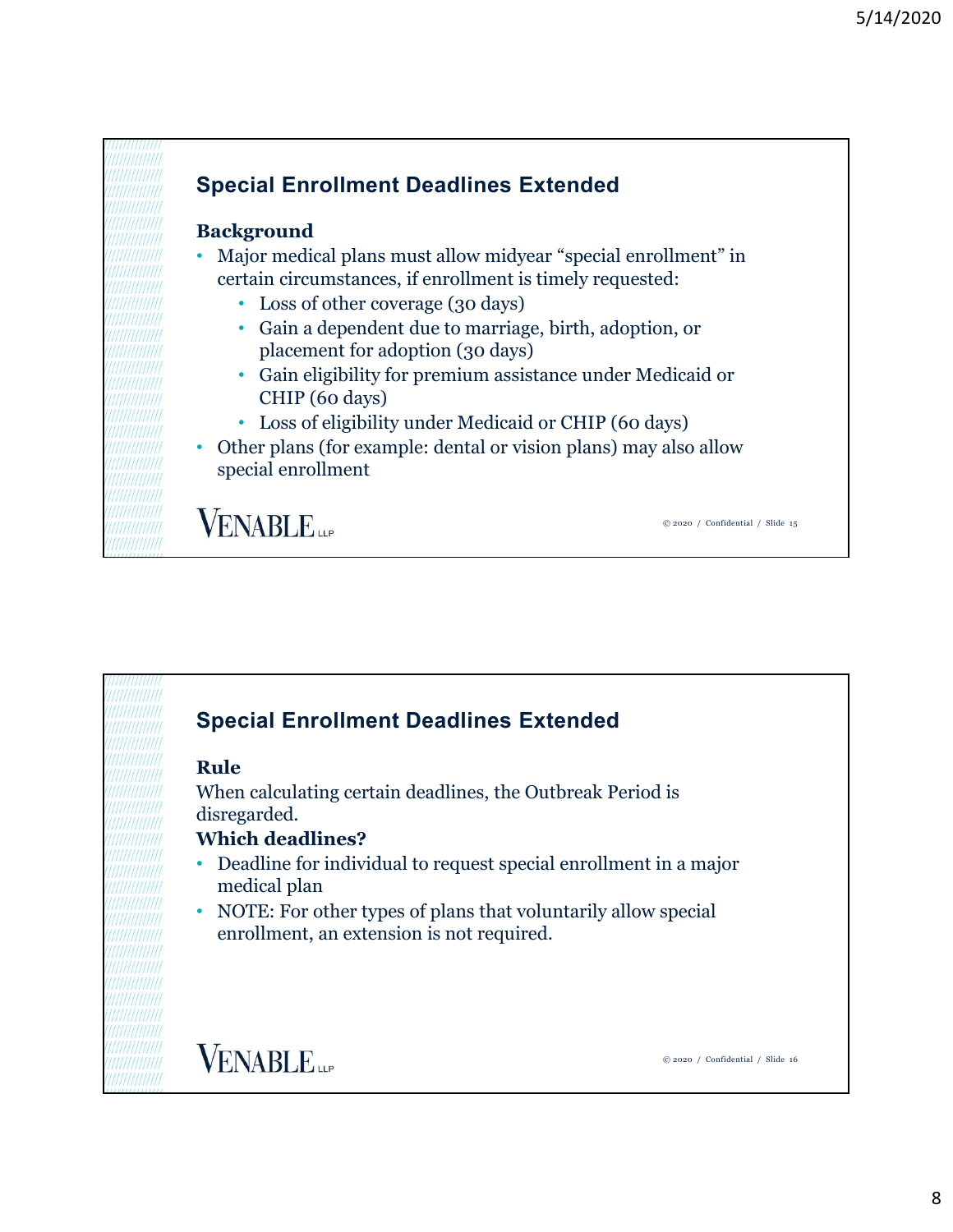## Special Enrollment Deadlines Extended

**Background**

- Major medical plans must allow midyear "special enrollment" in certain circumstances, if enrollment is timely requested:
  - Loss of other coverage (30 days)
  - Gain a dependent due to marriage, birth, adoption, or placement for adoption (30 days)
  - Gain eligibility for premium assistance under Medicaid or CHIP (60 days)
  - Loss of eligibility under Medicaid or CHIP (60 days)
- Other plans (for example: dental or vision plans) may also allow special enrollment

## Special Enrollment Deadlines Extended

**Rule**

When calculating certain deadlines, the Outbreak Period is disregarded.

**Which deadlines?**

- Deadline for individual to request special enrollment in a major medical plan
- NOTE: For other types of plans that voluntarily allow special enrollment, an extension is not required.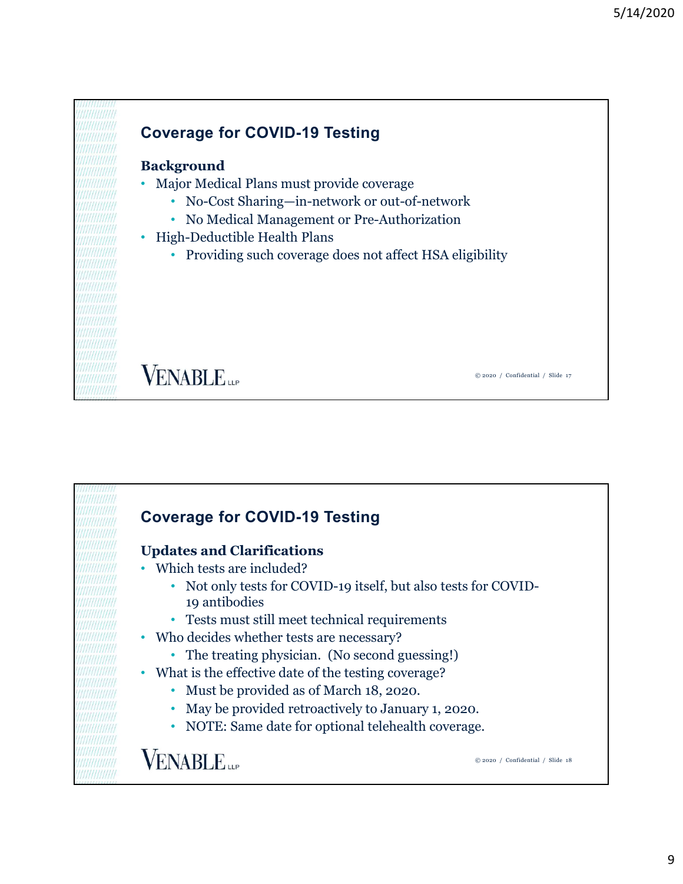## Coverage for COVID-19 Testing

**Background**

- Major Medical Plans must provide coverage
  - No-Cost Sharing—in-network or out-of-network
  - No Medical Management or Pre-Authorization
- High-Deductible Health Plans
  - Providing such coverage does not affect HSA eligibility

VENABLE LLP

© 2020 / Confidential / Slide 17

## Coverage for COVID-19 Testing

**Updates and Clarifications**

- Which tests are included?
  - Not only tests for COVID-19 itself, but also tests for COVID-19 antibodies
  - Tests must still meet technical requirements
- Who decides whether tests are necessary?
  - The treating physician. (No second guessing!)
- What is the effective date of the testing coverage?
  - Must be provided as of March 18, 2020.
  - May be provided retroactively to January 1, 2020.
  - NOTE: Same date for optional telehealth coverage.

VENABLE LLP

© 2020 / Confidential / Slide 18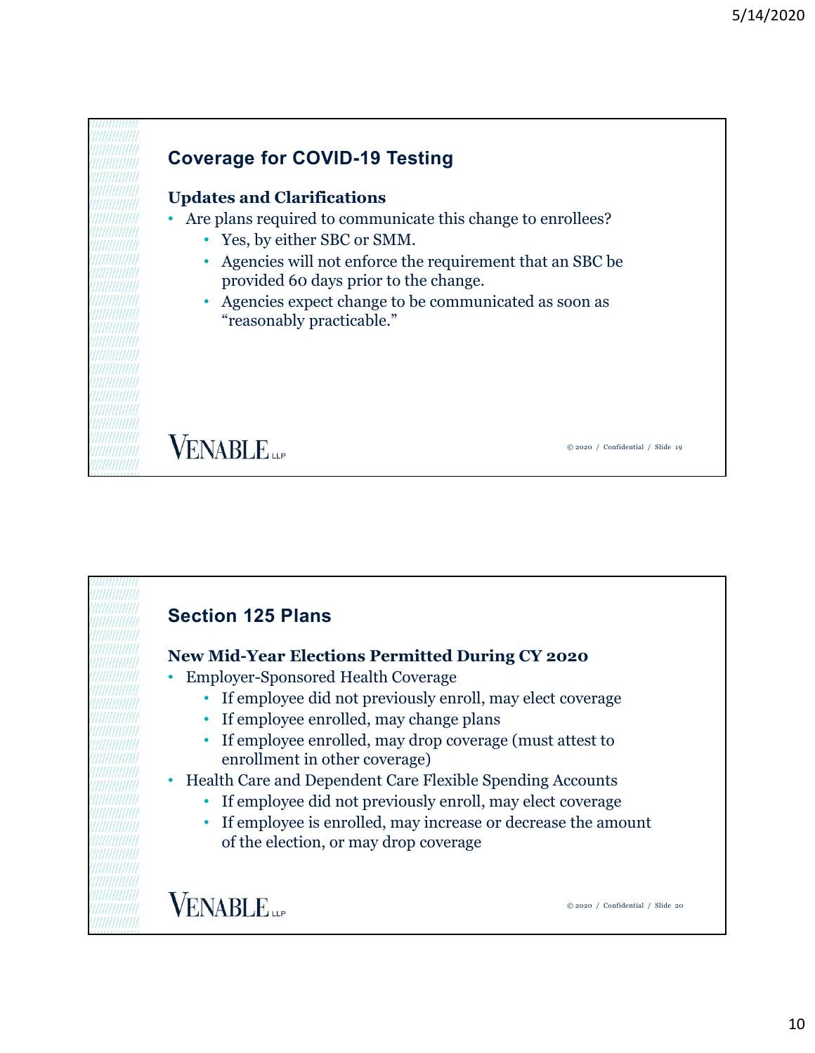## Coverage for COVID-19 Testing

### Updates and Clarifications

- Are plans required to communicate this change to enrollees?
  - Yes, by either SBC or SMM.
  - Agencies will not enforce the requirement that an SBC be provided 60 days prior to the change.
  - Agencies expect change to be communicated as soon as "reasonably practicable."

## Section 125 Plans

### New Mid-Year Elections Permitted During CY 2020

- Employer-Sponsored Health Coverage
  - If employee did not previously enroll, may elect coverage
  - If employee enrolled, may change plans
  - If employee enrolled, may drop coverage (must attest to enrollment in other coverage)
- Health Care and Dependent Care Flexible Spending Accounts
  - If employee did not previously enroll, may elect coverage
  - If employee is enrolled, may increase or decrease the amount of the election, or may drop coverage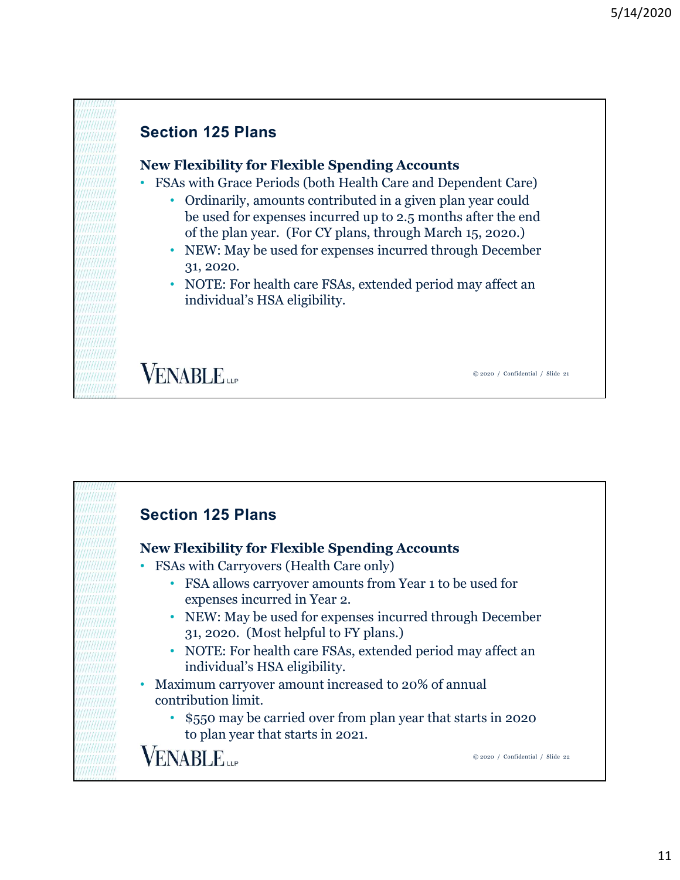## Section 125 Plans

### New Flexibility for Flexible Spending Accounts

- FSAs with Grace Periods (both Health Care and Dependent Care)
  - Ordinarily, amounts contributed in a given plan year could be used for expenses incurred up to 2.5 months after the end of the plan year. (For CY plans, through March 15, 2020.)
  - NEW: May be used for expenses incurred through December 31, 2020.
  - NOTE: For health care FSAs, extended period may affect an individual's HSA eligibility.

## Section 125 Plans

### New Flexibility for Flexible Spending Accounts

- FSAs with Carryovers (Health Care only)
  - FSA allows carryover amounts from Year 1 to be used for expenses incurred in Year 2.
  - NEW: May be used for expenses incurred through December 31, 2020. (Most helpful to FY plans.)
  - NOTE: For health care FSAs, extended period may affect an individual's HSA eligibility.
- Maximum carryover amount increased to 20% of annual contribution limit.
  - $550 may be carried over from plan year that starts in 2020 to plan year that starts in 2021.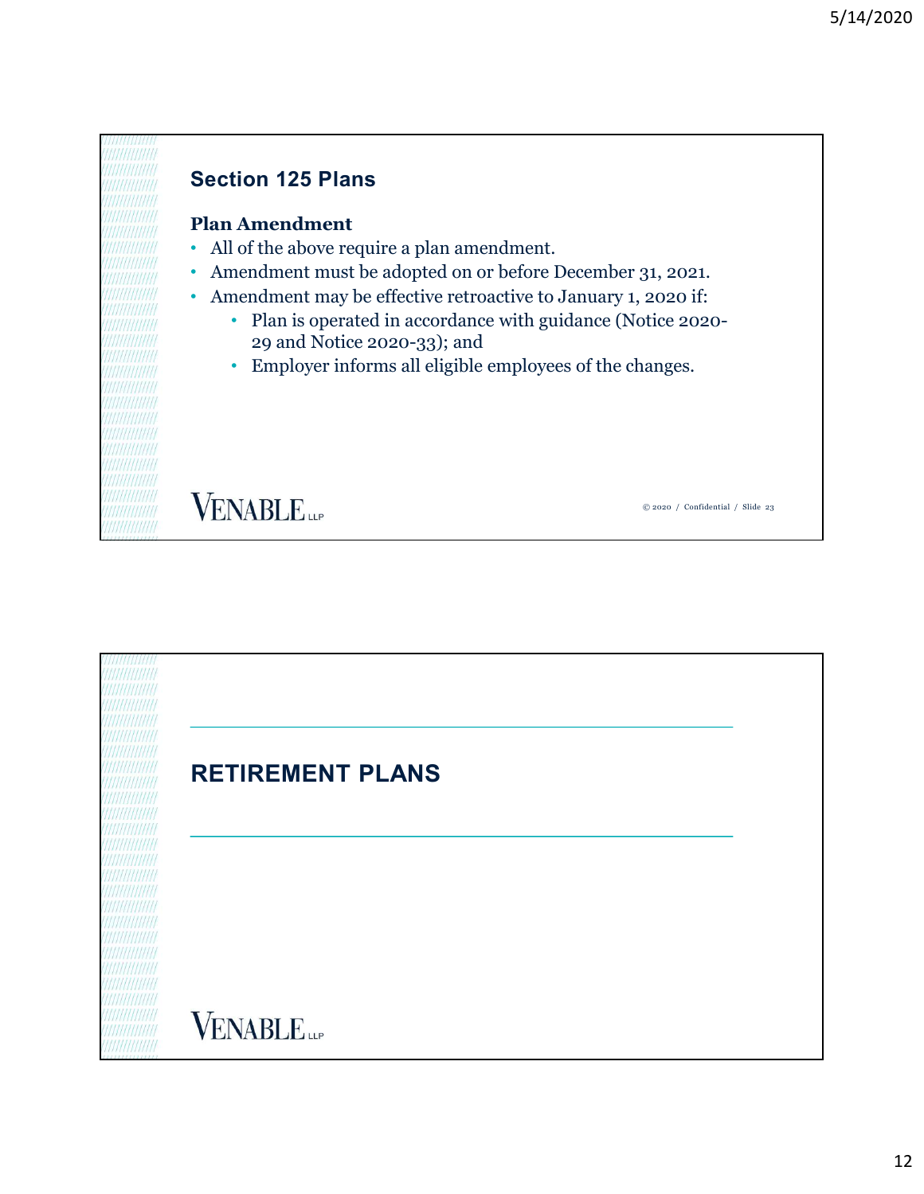## Section 125 Plans

**Plan Amendment**

- All of the above require a plan amendment.
- Amendment must be adopted on or before December 31, 2021.
- Amendment may be effective retroactive to January 1, 2020 if:
  - Plan is operated in accordance with guidance (Notice 2020-29 and Notice 2020-33); and
  - Employer informs all eligible employees of the changes.

## RETIREMENT PLANS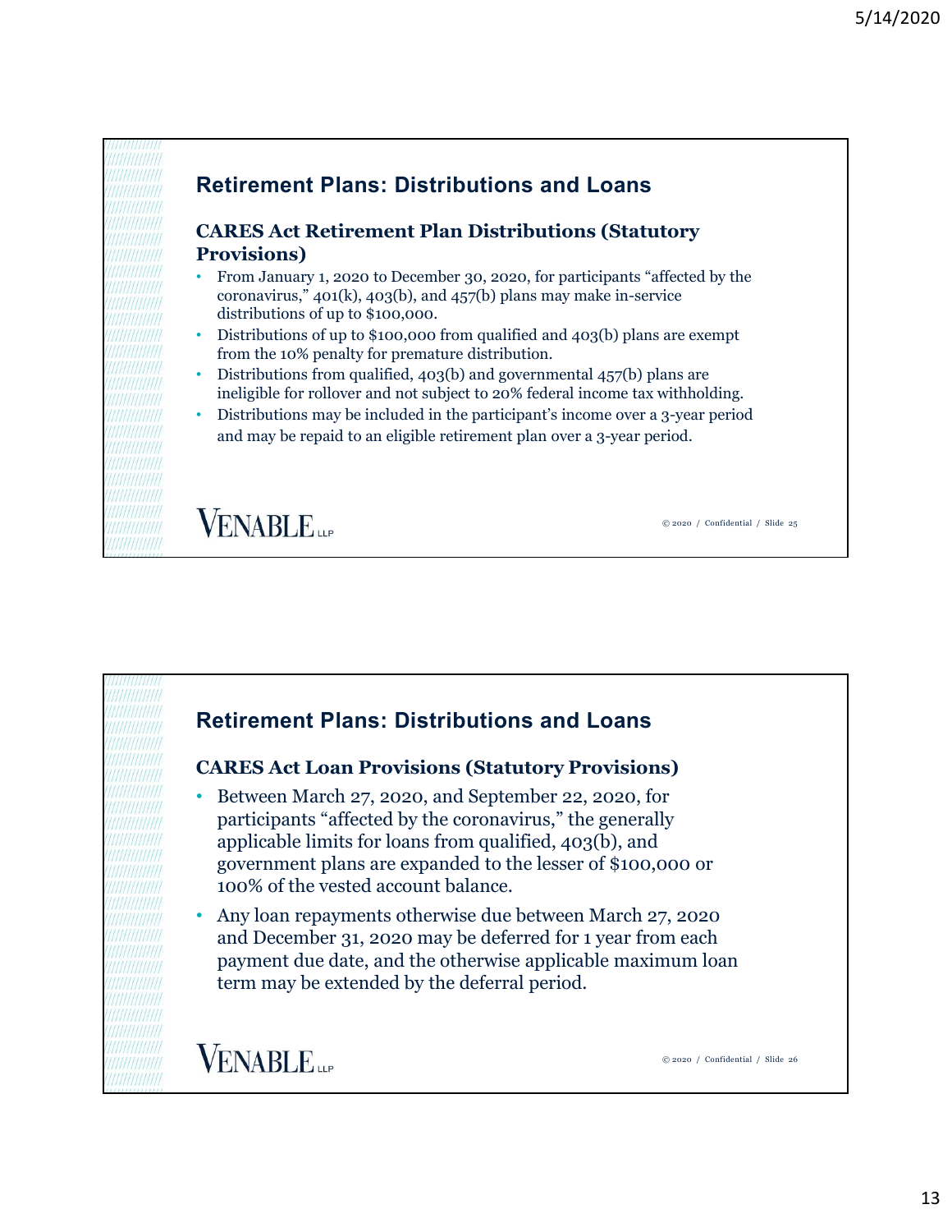## Retirement Plans: Distributions and Loans

### CARES Act Retirement Plan Distributions (Statutory Provisions)

- From January 1, 2020 to December 30, 2020, for participants "affected by the coronavirus," 401(k), 403(b), and 457(b) plans may make in-service distributions of up to $100,000.
- Distributions of up to $100,000 from qualified and 403(b) plans are exempt from the 10% penalty for premature distribution.
- Distributions from qualified, 403(b) and governmental 457(b) plans are ineligible for rollover and not subject to 20% federal income tax withholding.
- Distributions may be included in the participant's income over a 3-year period and may be repaid to an eligible retirement plan over a 3-year period.

VENABLE LLP

© 2020 / Confidential / Slide 25

## Retirement Plans: Distributions and Loans

### CARES Act Loan Provisions (Statutory Provisions)

- Between March 27, 2020, and September 22, 2020, for participants "affected by the coronavirus," the generally applicable limits for loans from qualified, 403(b), and government plans are expanded to the lesser of $100,000 or 100% of the vested account balance.
- Any loan repayments otherwise due between March 27, 2020 and December 31, 2020 may be deferred for 1 year from each payment due date, and the otherwise applicable maximum loan term may be extended by the deferral period.

VENABLE LLP

© 2020 / Confidential / Slide 26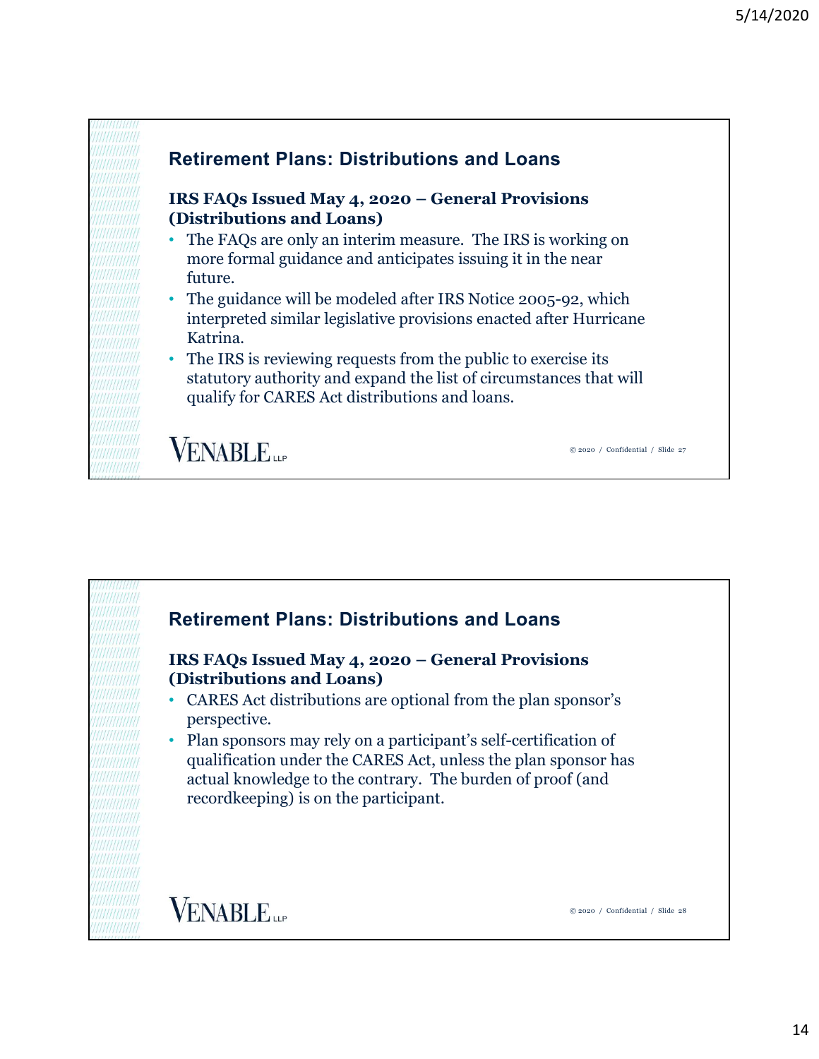## Retirement Plans: Distributions and Loans

### IRS FAQs Issued May 4, 2020 – General Provisions (Distributions and Loans)

- The FAQs are only an interim measure. The IRS is working on more formal guidance and anticipates issuing it in the near future.
- The guidance will be modeled after IRS Notice 2005-92, which interpreted similar legislative provisions enacted after Hurricane Katrina.
- The IRS is reviewing requests from the public to exercise its statutory authority and expand the list of circumstances that will qualify for CARES Act distributions and loans.

VENABLE LLP

© 2020 / Confidential / Slide 27

## Retirement Plans: Distributions and Loans

### IRS FAQs Issued May 4, 2020 – General Provisions (Distributions and Loans)

- CARES Act distributions are optional from the plan sponsor's perspective.
- Plan sponsors may rely on a participant's self-certification of qualification under the CARES Act, unless the plan sponsor has actual knowledge to the contrary. The burden of proof (and recordkeeping) is on the participant.

VENABLE LLP

© 2020 / Confidential / Slide 28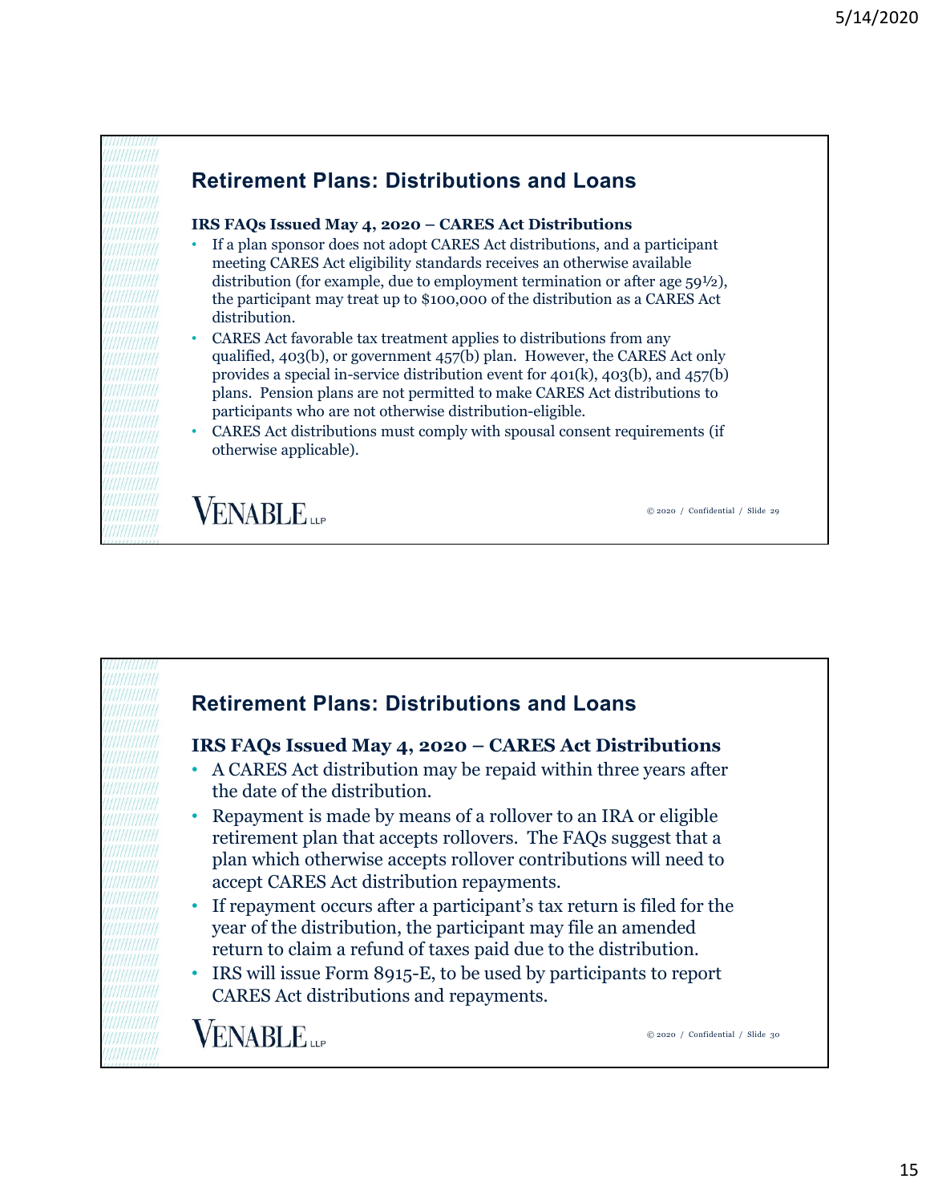## Retirement Plans: Distributions and Loans

**IRS FAQs Issued May 4, 2020 – CARES Act Distributions**

- If a plan sponsor does not adopt CARES Act distributions, and a participant meeting CARES Act eligibility standards receives an otherwise available distribution (for example, due to employment termination or after age 59½), the participant may treat up to $100,000 of the distribution as a CARES Act distribution.
- CARES Act favorable tax treatment applies to distributions from any qualified, 403(b), or government 457(b) plan. However, the CARES Act only provides a special in-service distribution event for 401(k), 403(b), and 457(b) plans. Pension plans are not permitted to make CARES Act distributions to participants who are not otherwise distribution-eligible.
- CARES Act distributions must comply with spousal consent requirements (if otherwise applicable).

VENABLE LLP

© 2020 / Confidential / Slide 29

## Retirement Plans: Distributions and Loans

**IRS FAQs Issued May 4, 2020 – CARES Act Distributions**

- A CARES Act distribution may be repaid within three years after the date of the distribution.
- Repayment is made by means of a rollover to an IRA or eligible retirement plan that accepts rollovers. The FAQs suggest that a plan which otherwise accepts rollover contributions will need to accept CARES Act distribution repayments.
- If repayment occurs after a participant's tax return is filed for the year of the distribution, the participant may file an amended return to claim a refund of taxes paid due to the distribution.
- IRS will issue Form 8915-E, to be used by participants to report CARES Act distributions and repayments.

VENABLE LLP

© 2020 / Confidential / Slide 30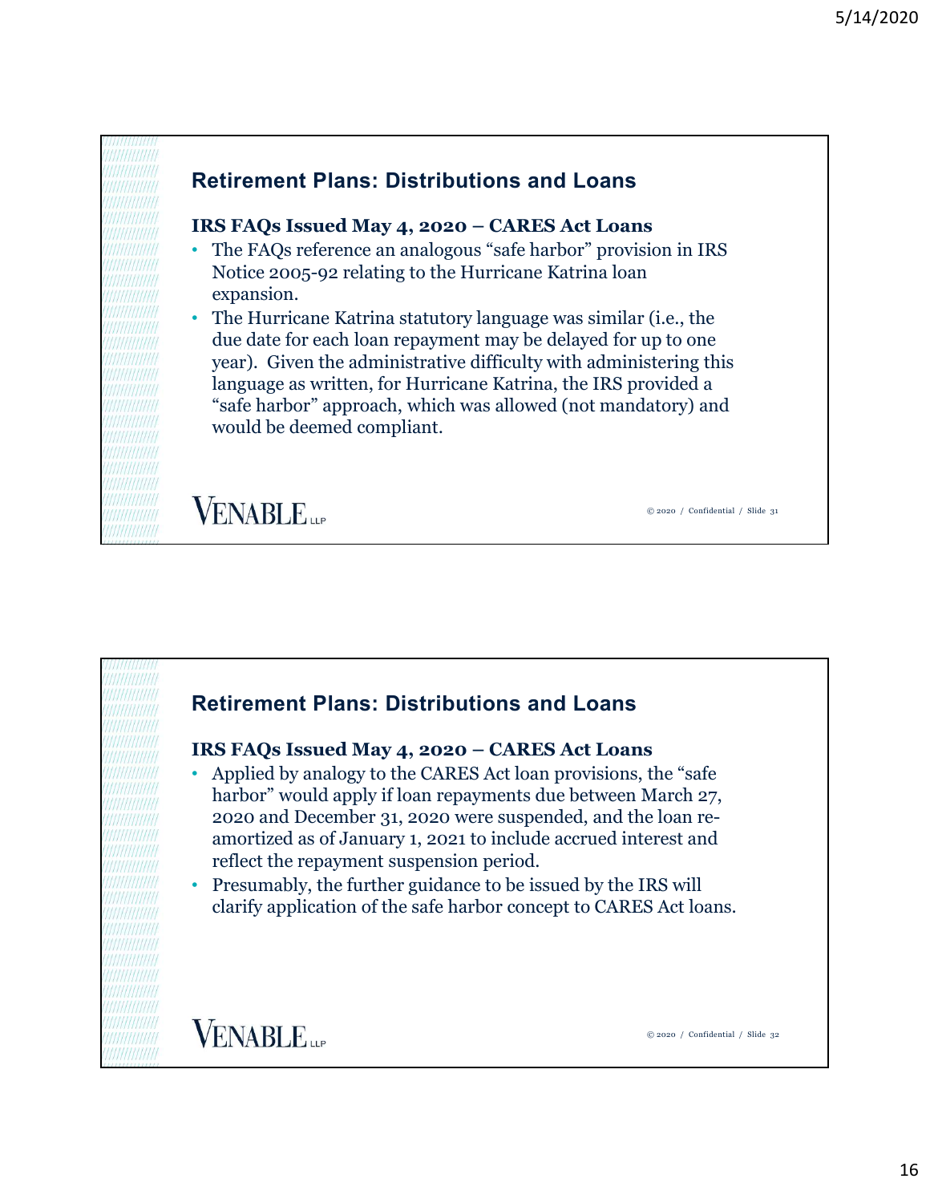## Retirement Plans: Distributions and Loans

### IRS FAQs Issued May 4, 2020 – CARES Act Loans

- The FAQs reference an analogous "safe harbor" provision in IRS Notice 2005-92 relating to the Hurricane Katrina loan expansion.
- The Hurricane Katrina statutory language was similar (i.e., the due date for each loan repayment may be delayed for up to one year). Given the administrative difficulty with administering this language as written, for Hurricane Katrina, the IRS provided a "safe harbor" approach, which was allowed (not mandatory) and would be deemed compliant.

## Retirement Plans: Distributions and Loans

### IRS FAQs Issued May 4, 2020 – CARES Act Loans

- Applied by analogy to the CARES Act loan provisions, the "safe harbor" would apply if loan repayments due between March 27, 2020 and December 31, 2020 were suspended, and the loan re-amortized as of January 1, 2021 to include accrued interest and reflect the repayment suspension period.
- Presumably, the further guidance to be issued by the IRS will clarify application of the safe harbor concept to CARES Act loans.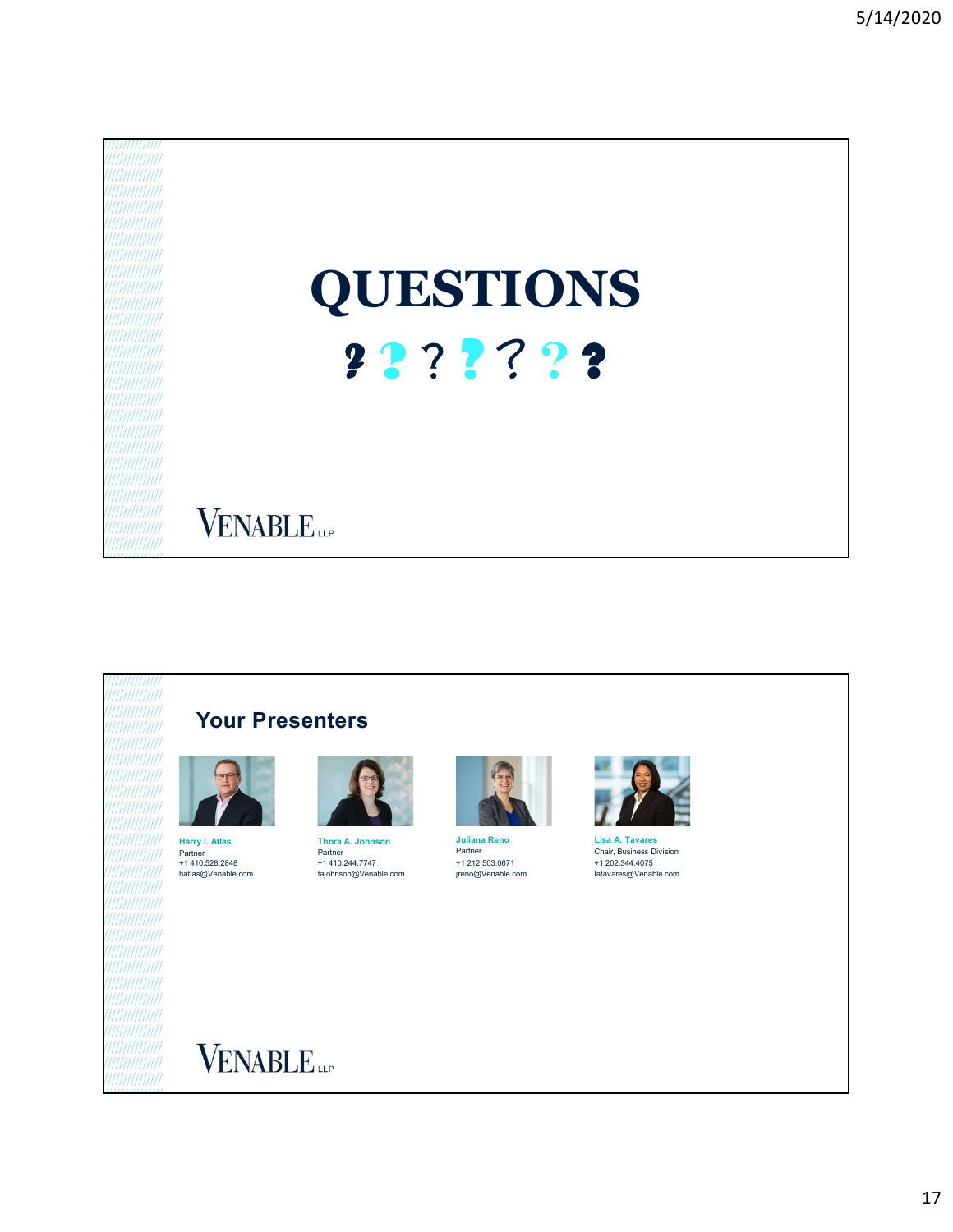# QUESTIONS

? ? ? ? ? ? ?

VENABLE LLP

## Your Presenters

**Harry I. Atlas**
Partner
+1 410.528.2848
hatlas@Venable.com

**Thora A. Johnson**
Partner
+1 410.244.7747
tajohnson@Venable.com

**Juliana Reno**
Partner
+1 212.503.0671
jreno@Venable.com

**Lisa A. Tavares**
Chair, Business Division
+1 202.344.4075
latavares@Venable.com

VENABLE LLP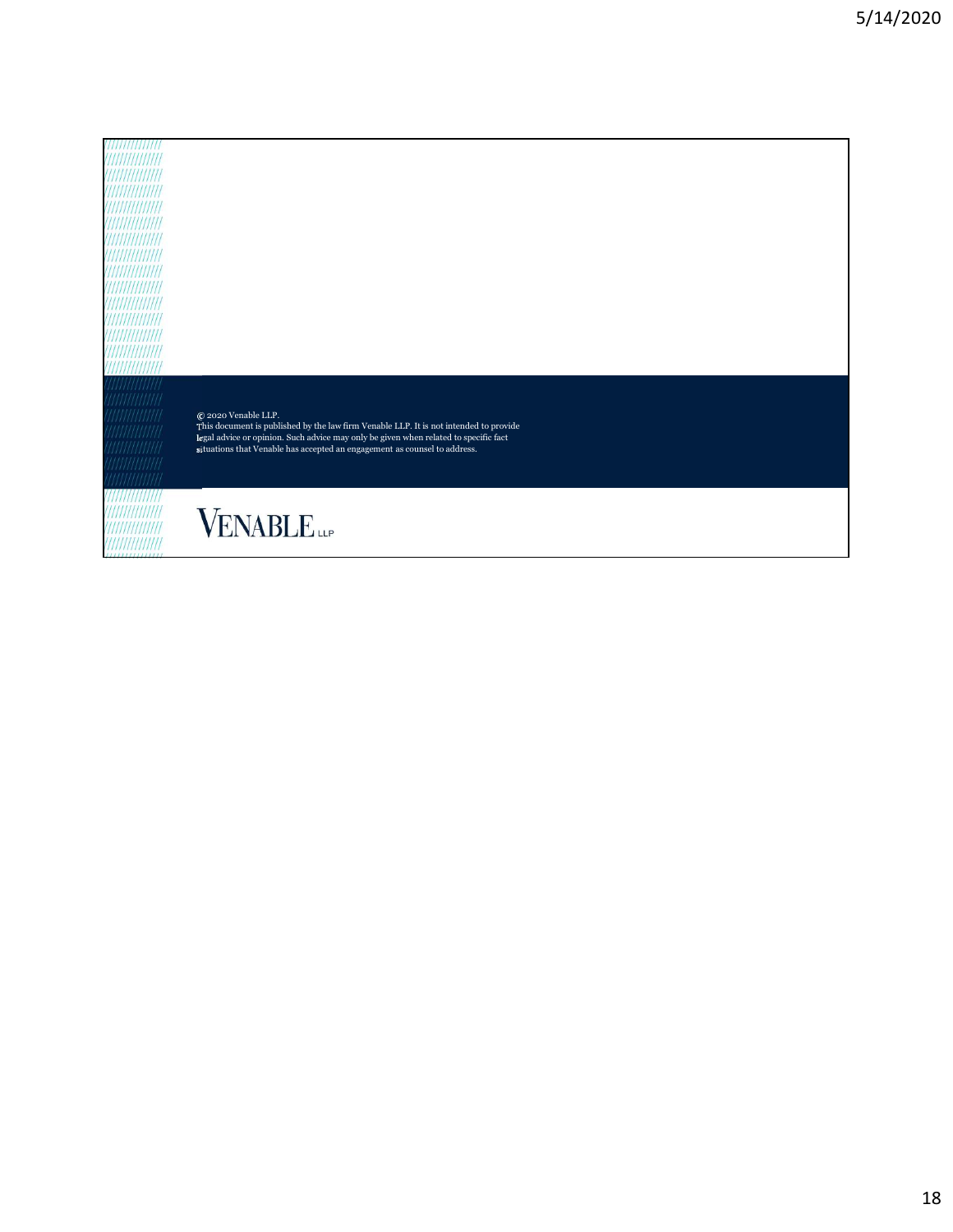© 2020 Venable LLP.
This document is published by the law firm Venable LLP. It is not intended to provide legal advice or opinion. Such advice may only be given when related to specific fact situations that Venable has accepted an engagement as counsel to address.

VENABLE LLP